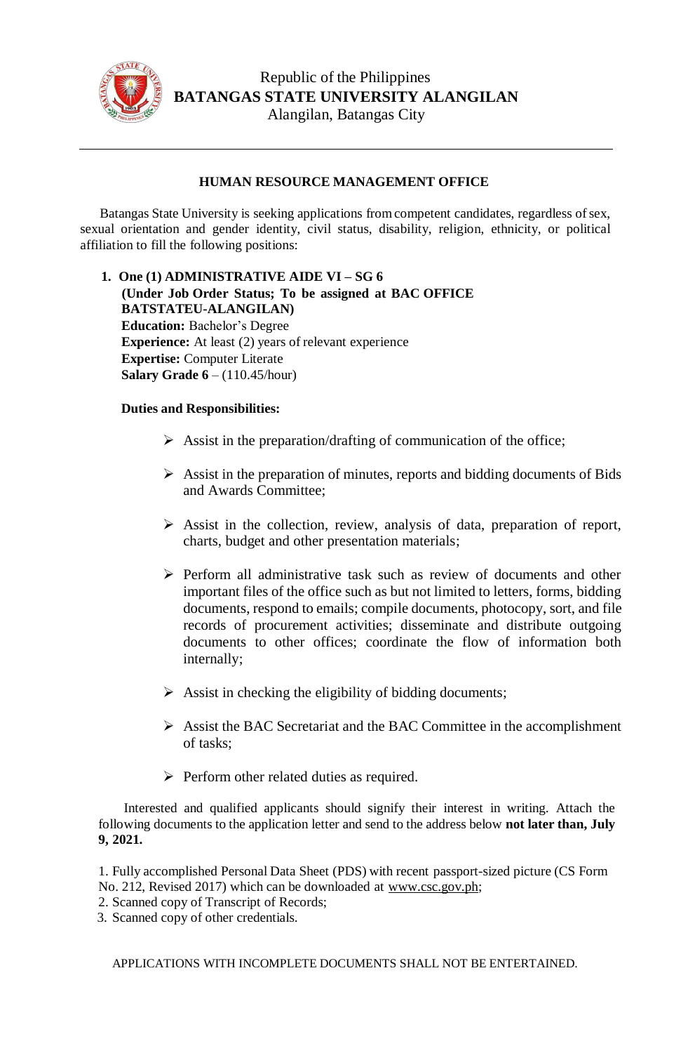Republic of the Philippines
**BATANGAS STATE UNIVERSITY ALANGILAN**
Alangilan, Batangas City

## HUMAN RESOURCE MANAGEMENT OFFICE

Batangas State University is seeking applications from competent candidates, regardless of sex, sexual orientation and gender identity, civil status, disability, religion, ethnicity, or political affiliation to fill the following positions:

1. **One (1) ADMINISTRATIVE AIDE VI – SG 6**
   **(Under Job Order Status; To be assigned at BAC OFFICE BATSTATEU-ALANGILAN)**
   **Education:** Bachelor's Degree
   **Experience:** At least (2) years of relevant experience
   **Expertise:** Computer Literate
   **Salary Grade 6** – (110.45/hour)

   **Duties and Responsibilities:**

   - Assist in the preparation/drafting of communication of the office;
   - Assist in the preparation of minutes, reports and bidding documents of Bids and Awards Committee;
   - Assist in the collection, review, analysis of data, preparation of report, charts, budget and other presentation materials;
   - Perform all administrative task such as review of documents and other important files of the office such as but not limited to letters, forms, bidding documents, respond to emails; compile documents, photocopy, sort, and file records of procurement activities; disseminate and distribute outgoing documents to other offices; coordinate the flow of information both internally;
   - Assist in checking the eligibility of bidding documents;
   - Assist the BAC Secretariat and the BAC Committee in the accomplishment of tasks;
   - Perform other related duties as required.

Interested and qualified applicants should signify their interest in writing. Attach the following documents to the application letter and send to the address below **not later than, July 9, 2021.**

1. Fully accomplished Personal Data Sheet (PDS) with recent passport-sized picture (CS Form No. 212, Revised 2017) which can be downloaded at www.csc.gov.ph;
2. Scanned copy of Transcript of Records;
3. Scanned copy of other credentials.

APPLICATIONS WITH INCOMPLETE DOCUMENTS SHALL NOT BE ENTERTAINED.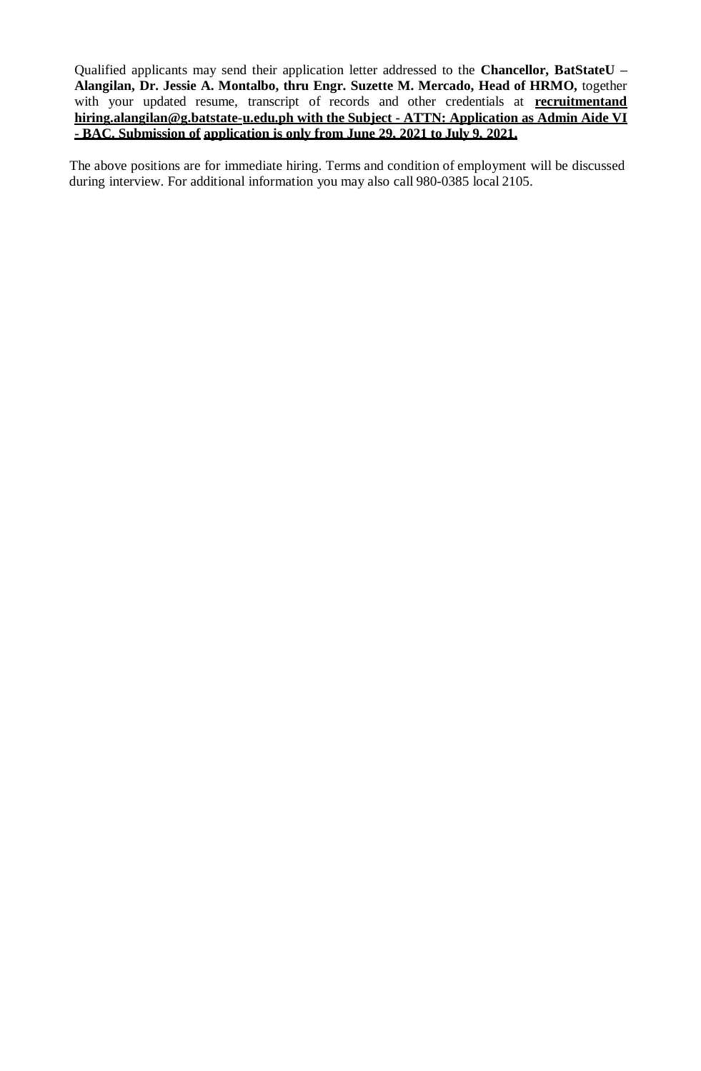Qualified applicants may send their application letter addressed to the **Chancellor, BatStateU – Alangilan, Dr. Jessie A. Montalbo, thru Engr. Suzette M. Mercado, Head of HRMO,** together with your updated resume, transcript of records and other credentials at **recruitmentand hiring.alangilan@g.batstate-u.edu.ph with the Subject - ATTN: Application as Admin Aide VI - BAC. Submission of application is only from June 29, 2021 to July 9, 2021.**

The above positions are for immediate hiring. Terms and condition of employment will be discussed during interview. For additional information you may also call 980-0385 local 2105.